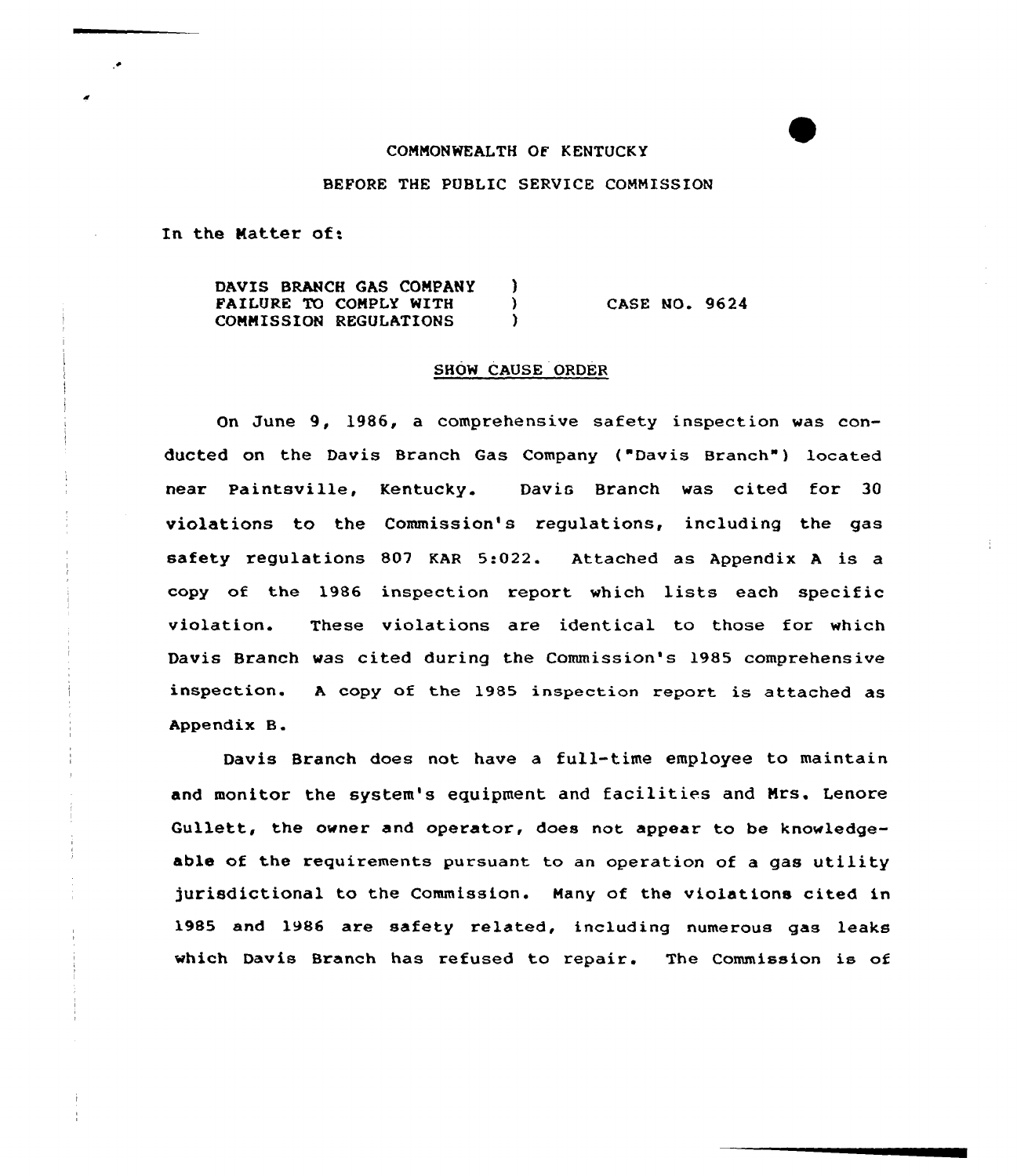COMMONWEALTH OF KENTUCKY

BEFORE THE PUBLIC SERVICE COMMISSION

In the Matter of:

| | | |
|---|---|---|
| DAVIS BRANCH GAS COMPANY | ) | |
| FAILURE TO COMPLY WITH | ) | CASE NO. 9624 |
| COMMISSION REGULATIONS | ) | |

## SHOW CAUSE ORDER

On June 9, 1986, a comprehensive safety inspection was conducted on the Davis Branch Gas Company ("Davis Branch") located near Paintsville, Kentucky. Davis Branch was cited for 30 violations to the Commission's regulations, including the gas safety regulations 807 KAR 5:022. Attached as Appendix A is a copy of the 1986 inspection report which lists each specific violation. These violations are identical to those for which Davis Branch was cited during the Commission's 1985 comprehensive inspection. A copy of the 1985 inspection report is attached as Appendix B.

Davis Branch does not have a full-time employee to maintain and monitor the system's equipment and facilities and Mrs. Lenore Gullett, the owner and operator, does not appear to be knowledgeable of the requirements pursuant to an operation of a gas utility jurisdictional to the Commission. Many of the violations cited in 1985 and 1986 are safety related, including numerous gas leaks which Davis Branch has refused to repair. The Commission is of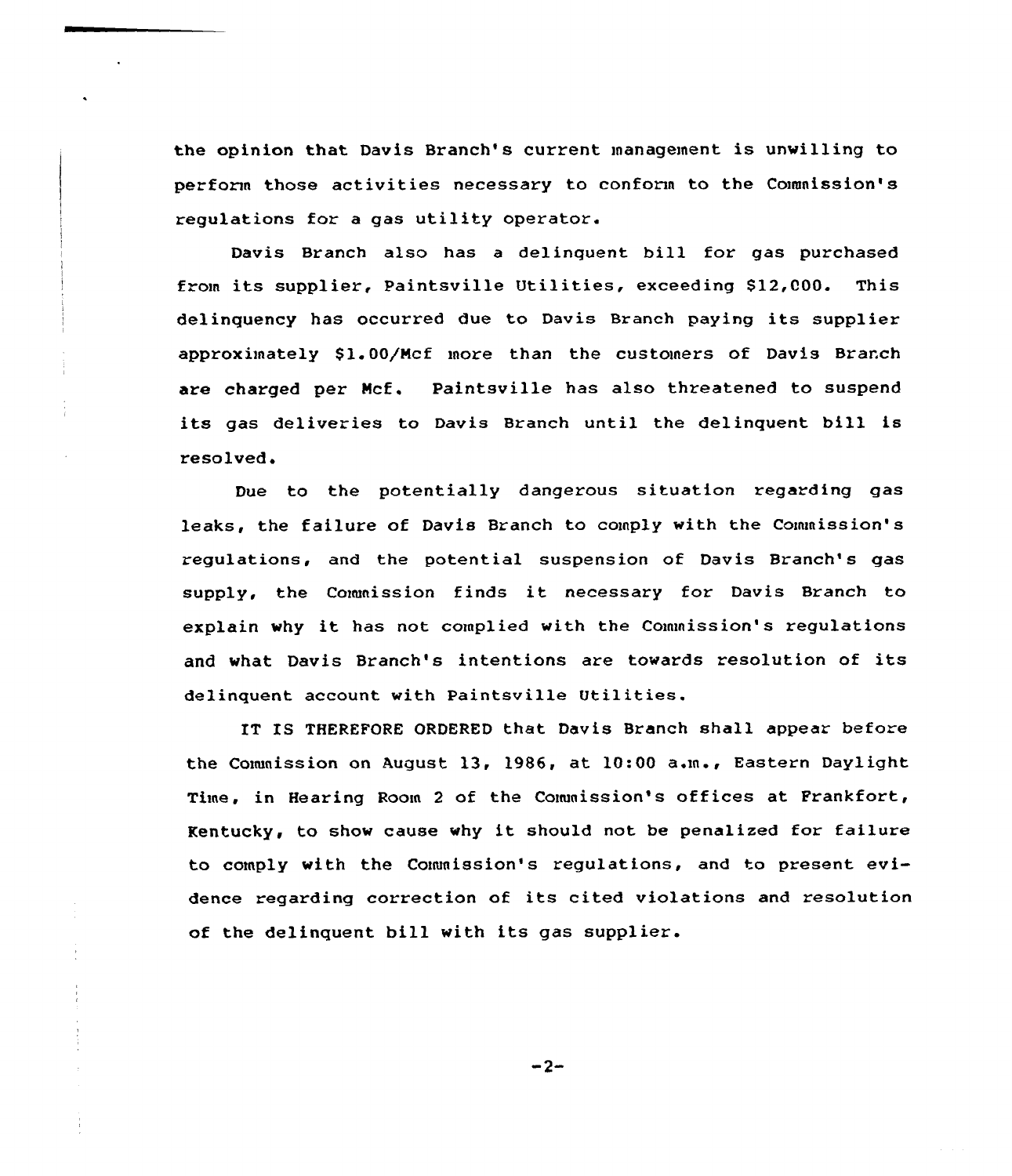the opinion that Davis Branch's current management is unwilling to perform those activities necessary to conform to the Commission's regulations for a gas utility operator.

Davis Branch also has a delinquent bill for gas purchased from its supplier, Paintsville Utilities, exceeding $12,000. This delinquency has occurred due to Davis Branch paying its supplier approximately $1.00/Mcf more than the customers of Davis Branch are charged per Mcf. Paintsville has also threatened to suspend its gas deliveries to Davis Branch until the delinquent bill is resolved.

Due to the potentially dangerous situation regarding gas leaks, the failure of Davis Branch to comply with the Commission's regulations, and the potential suspension of Davis Branch's gas supply, the Commission finds it necessary for Davis Branch to explain why it has not complied with the Commission's regulations and what Davis Branch's intentions are towards resolution of its delinquent account with Paintsville Utilities.

IT IS THEREFORE ORDERED that Davis Branch shall appear before the Commission on August 13, 1986, at 10:00 a.m., Eastern Daylight Time, in Hearing Room 2 of the Commission's offices at Frankfort, Kentucky, to show cause why it should not be penalized for failure to comply with the Commission's regulations, and to present evidence regarding correction of its cited violations and resolution of the delinquent bill with its gas supplier.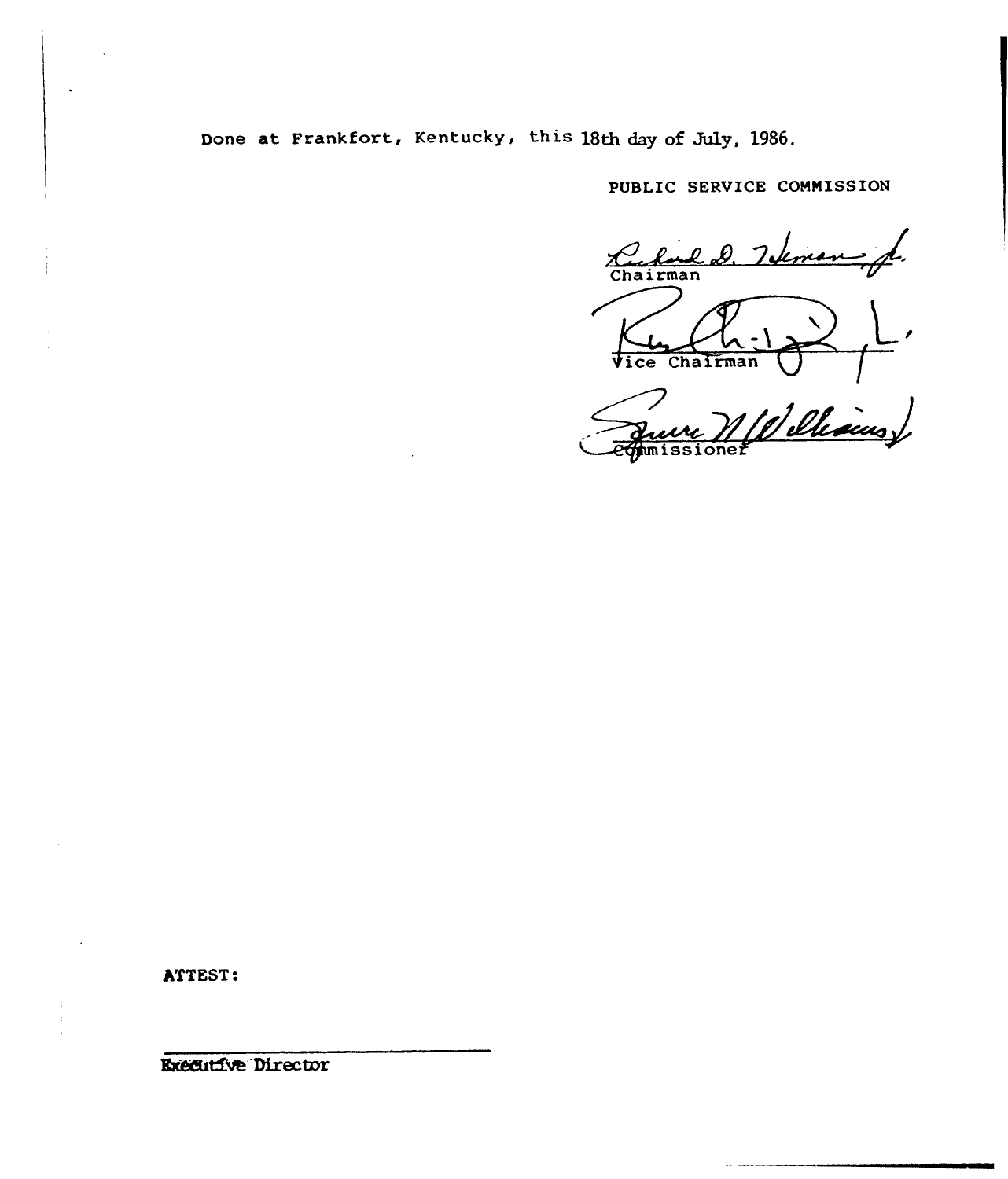Done at Frankfort, Kentucky, this 18th day of July, 1986.

PUBLIC SERVICE COMMISSION

Chairman

Vice Chairman

Commissioner

ATTEST:

Executive Director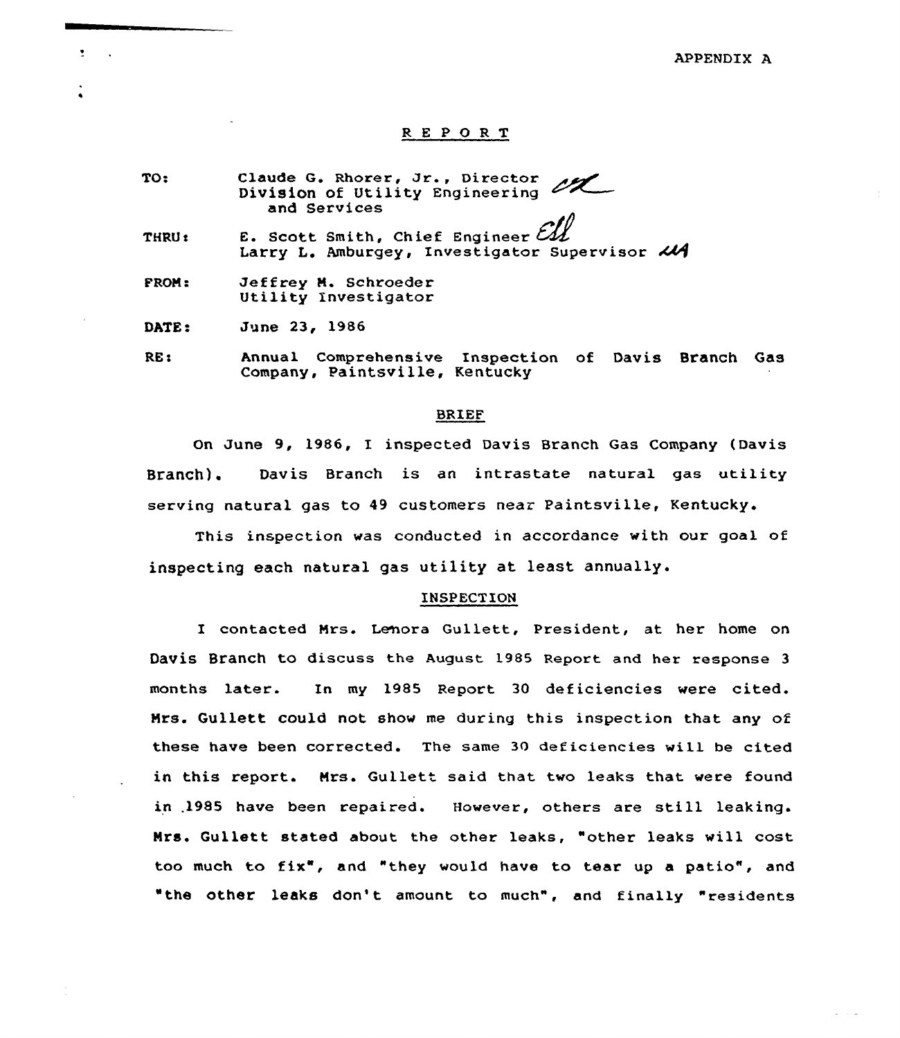APPENDIX A

# REPORT

TO: Claude G. Rhorer, Jr., Director
Division of Utility Engineering and Services

THRU: E. Scott Smith, Chief Engineer
Larry L. Amburgey, Investigator Supervisor

FROM: Jeffrey M. Schroeder
Utility Investigator

DATE: June 23, 1986

RE: Annual Comprehensive Inspection of Davis Branch Gas Company, Paintsville, Kentucky

## BRIEF

On June 9, 1986, I inspected Davis Branch Gas Company (Davis Branch). Davis Branch is an intrastate natural gas utility serving natural gas to 49 customers near Paintsville, Kentucky.

This inspection was conducted in accordance with our goal of inspecting each natural gas utility at least annually.

## INSPECTION

I contacted Mrs. Lenora Gullett, President, at her home on Davis Branch to discuss the August 1985 Report and her response 3 months later. In my 1985 Report 30 deficiencies were cited. Mrs. Gullett could not show me during this inspection that any of these have been corrected. The same 30 deficiencies will be cited in this report. Mrs. Gullett said that two leaks that were found in 1985 have been repaired. However, others are still leaking. Mrs. Gullett stated about the other leaks, "other leaks will cost too much to fix", and "they would have to tear up a patio", and "the other leaks don't amount to much", and finally "residents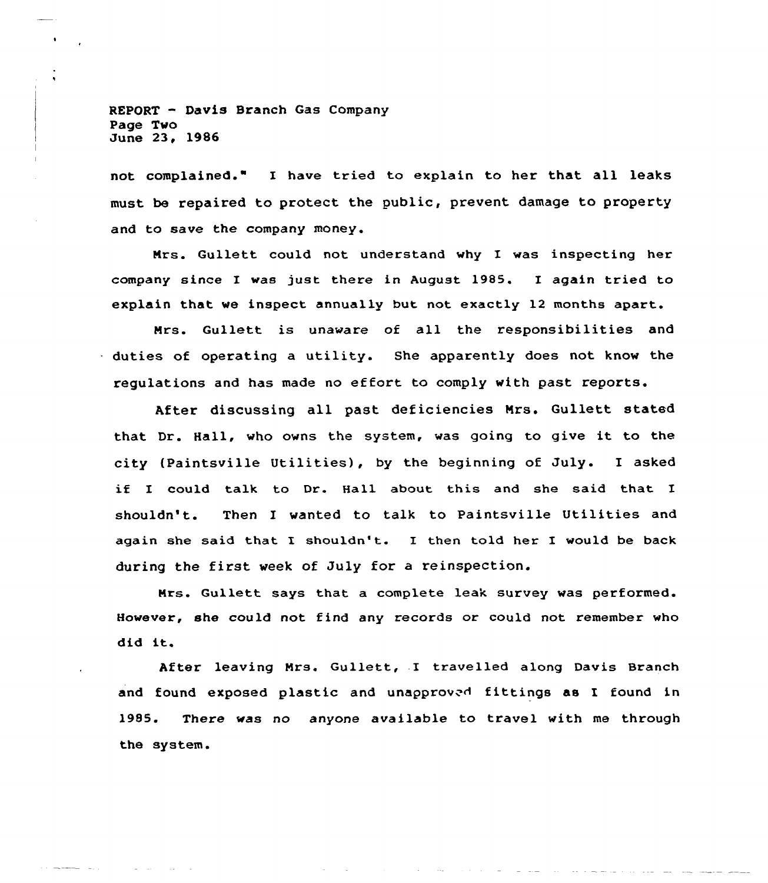not complained." I have tried to explain to her that all leaks must be repaired to protect the public, prevent damage to property and to save the company money.

Mrs. Gullett could not understand why I was inspecting her company since I was just there in August 1985. I again tried to explain that we inspect annually but not exactly 12 months apart.

Mrs. Gullett is unaware of all the responsibilities and duties of operating a utility. She apparently does not know the regulations and has made no effort to comply with past reports.

After discussing all past deficiencies Mrs. Gullett stated that Dr. Hall, who owns the system, was going to give it to the city (Paintsville Utilities), by the beginning of July. I asked if I could talk to Dr. Hall about this and she said that I shouldn't. Then I wanted to talk to Paintsville Utilities and again she said that I shouldn't. I then told her I would be back during the first week of July for a reinspection.

Mrs. Gullett says that a complete leak survey was performed. However, she could not find any records or could not remember who did it.

After leaving Mrs. Gullett, I travelled along Davis Branch and found exposed plastic and unapproved fittings as I found in 1985. There was no anyone available to travel with me through the system.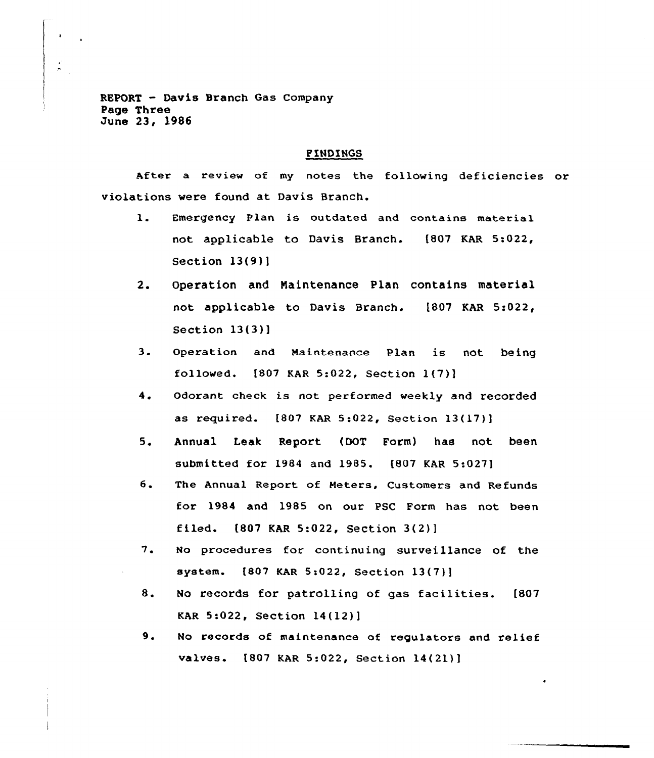REPORT - Davis Branch Gas Company
Page Three
June 23, 1986

## FINDINGS

After a review of my notes the following deficiencies or violations were found at Davis Branch.

1. Emergency Plan is outdated and contains material not applicable to Davis Branch. [807 KAR 5:022, Section 13(9)]
2. Operation and Maintenance Plan contains material not applicable to Davis Branch. [807 KAR 5:022, Section 13(3)]
3. Operation and Maintenance Plan is not being followed. [807 KAR 5:022, Section 1(7)]
4. Odorant check is not performed weekly and recorded as required. [807 KAR 5:022, Section 13(17)]
5. Annual Leak Report (DOT Form) has not been submitted for 1984 and 1985. [807 KAR 5:027]
6. The Annual Report of Meters, Customers and Refunds for 1984 and 1985 on our PSC Form has not been filed. [807 KAR 5:022, Section 3(2)]
7. No procedures for continuing surveillance of the system. [807 KAR 5:022, Section 13(7)]
8. No records for patrolling of gas facilities. [807 KAR 5:022, Section 14(12)]
9. No records of maintenance of regulators and relief valves. [807 KAR 5:022, Section 14(21)]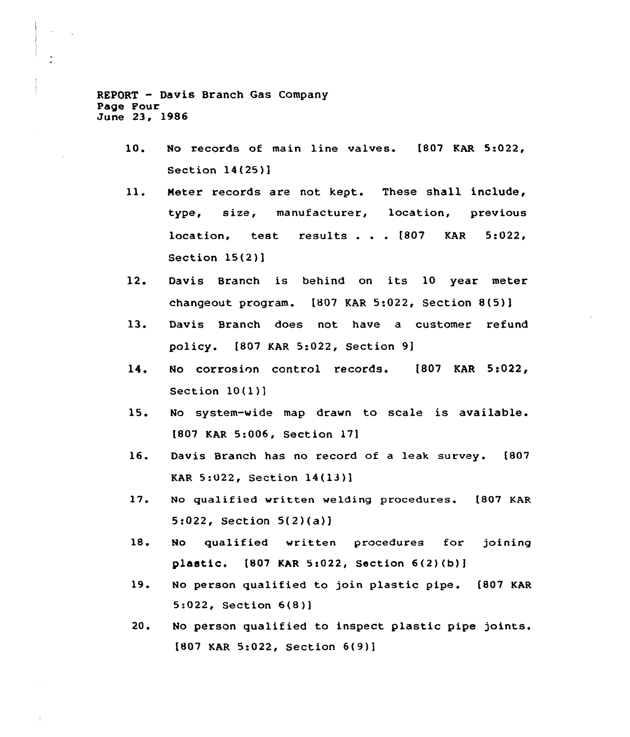10. No records of main line valves. [807 KAR 5:022, Section 14(25)]

11. Meter records are not kept. These shall include, type, size, manufacturer, location, previous location, test results . . . [807 KAR 5:022, Section 15(2)]

12. Davis Branch is behind on its 10 year meter changeout program. [807 KAR 5:022, Section 8(5)]

13. Davis Branch does not have a customer refund policy. [807 KAR 5:022, Section 9]

14. No corrosion control records. [807 KAR 5:022, Section 10(1)]

15. No system-wide map drawn to scale is available. [807 KAR 5:006, Section 17]

16. Davis Branch has no record of a leak survey. [807 KAR 5:022, Section 14(13)]

17. No qualified written welding procedures. [807 KAR 5:022, Section 5(2)(a)]

18. No qualified written procedures for joining plastic. [807 KAR 5:022, Section 6(2)(b)]

19. No person qualified to join plastic pipe. [807 KAR 5:022, Section 6(8)]

20. No person qualified to inspect plastic pipe joints. [807 KAR 5:022, Section 6(9)]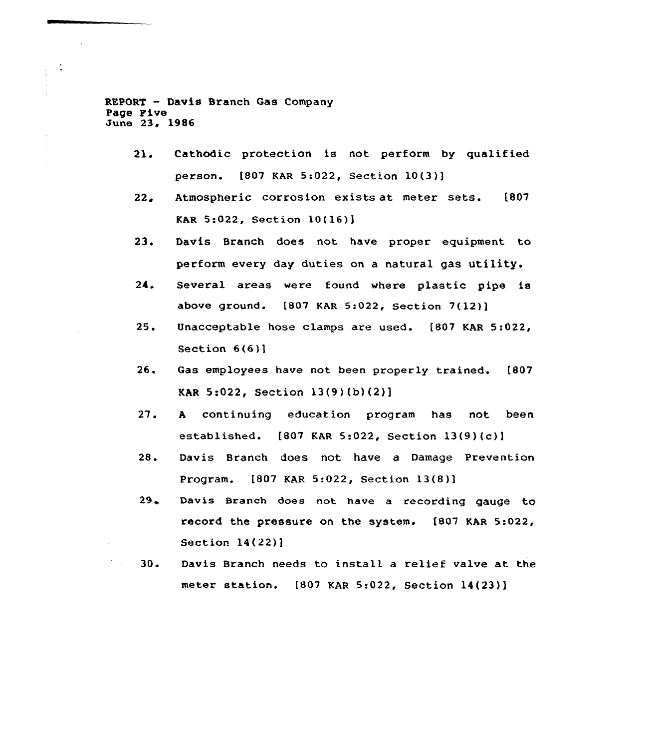21. Cathodic protection is not perform by qualified person. [807 KAR 5:022, Section 10(3)]

22. Atmospheric corrosion exists at meter sets. [807 KAR 5:022, Section 10(16)]

23. Davis Branch does not have proper equipment to perform every day duties on a natural gas utility.

24. Several areas were found where plastic pipe is above ground. [807 KAR 5:022, Section 7(12)]

25. Unacceptable hose clamps are used. [807 KAR 5:022, Section 6(6)]

26. Gas employees have not been properly trained. [807 KAR 5:022, Section 13(9)(b)(2)]

27. A continuing education program has not been established. [807 KAR 5:022, Section 13(9)(c)]

28. Davis Branch does not have a Damage Prevention Program. [807 KAR 5:022, Section 13(8)]

29. Davis Branch does not have a recording gauge to record the pressure on the system. [807 KAR 5:022, Section 14(22)]

30. Davis Branch needs to install a relief valve at the meter station. [807 KAR 5:022, Section 14(23)]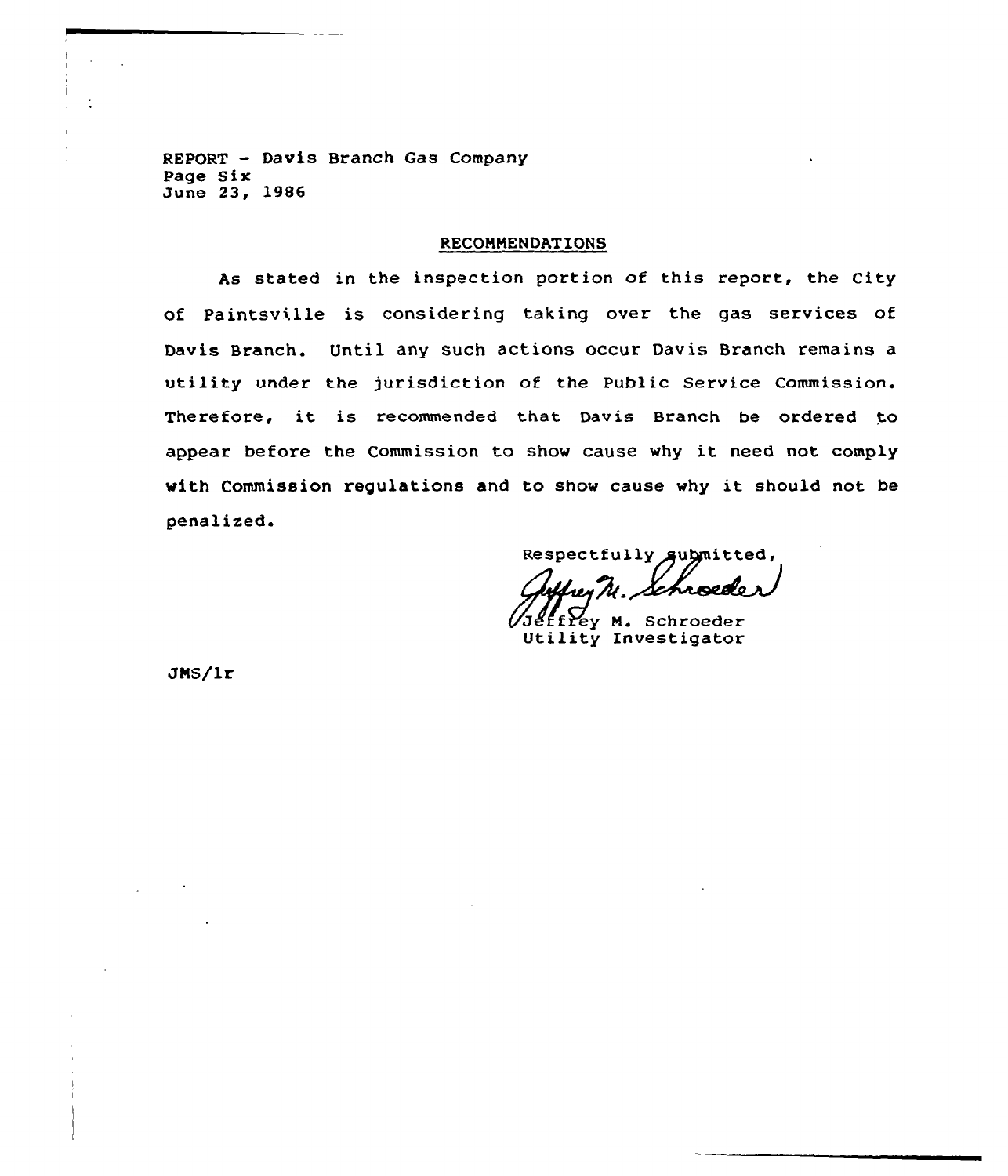REPORT - Davis Branch Gas Company
Page Six
June 23, 1986

## RECOMMENDATIONS

As stated in the inspection portion of this report, the City of Paintsville is considering taking over the gas services of Davis Branch. Until any such actions occur Davis Branch remains a utility under the jurisdiction of the Public Service Commission. Therefore, it is recommended that Davis Branch be ordered to appear before the Commission to show cause why it need not comply with Commission regulations and to show cause why it should not be penalized.

Respectfully submitted,

Jeffrey M. Schroeder
Utility Investigator

JMS/lr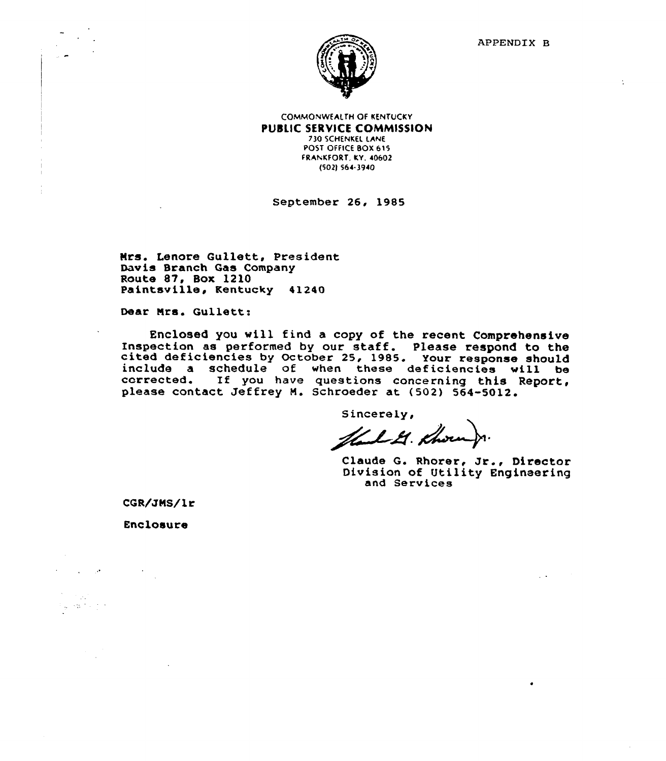APPENDIX B

COMMONWEALTH OF KENTUCKY
**PUBLIC SERVICE COMMISSION**
730 SCHENKEL LANE
POST OFFICE BOX 615
FRANKFORT, KY. 40602
(502) 564-3940

September 26, 1985

Mrs. Lenore Gullett, President
Davis Branch Gas Company
Route 87, Box 1210
Paintsville, Kentucky 41240

Dear Mrs. Gullett:

Enclosed you will find a copy of the recent Comprehensive Inspection as performed by our staff. Please respond to the cited deficiencies by October 25, 1985. Your response should include a schedule of when these deficiencies will be corrected. If you have questions concerning this Report, please contact Jeffrey M. Schroeder at (502) 564-5012.

Sincerely,

Claude G. Rhorer, Jr., Director
Division of Utility Engineering
and Services

CGR/JMS/lr

Enclosure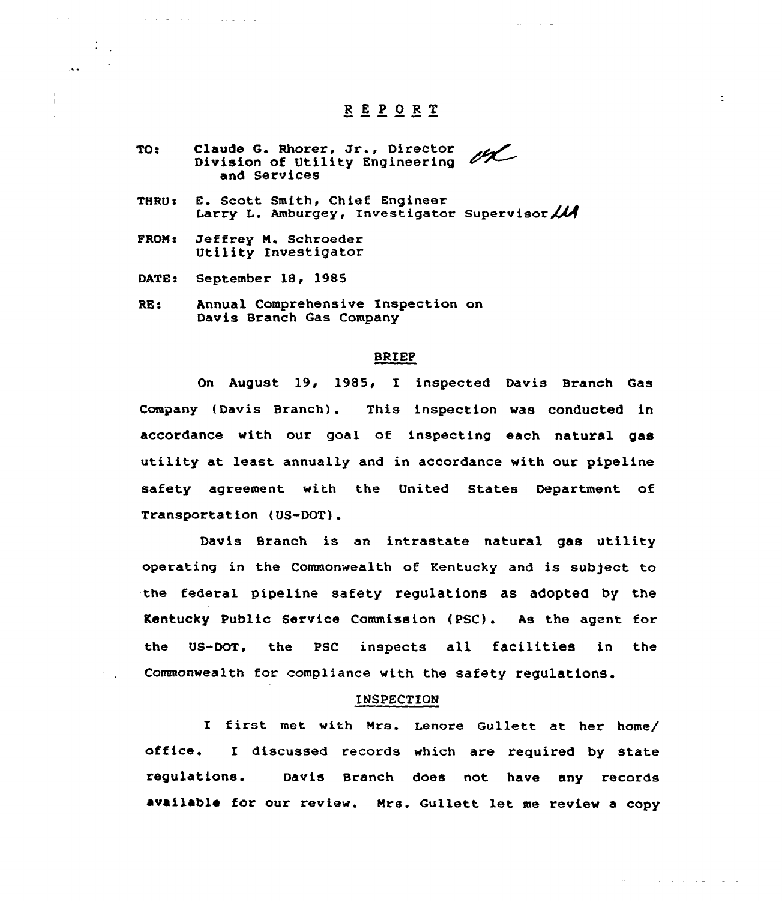# REPORT

TO: Claude G. Rhorer, Jr., Director
Division of Utility Engineering
and Services

THRU: E. Scott Smith, Chief Engineer
Larry L. Amburgey, Investigator Supervisor

FROM: Jeffrey M. Schroeder
Utility Investigator

DATE: September 18, 1985

RE: Annual Comprehensive Inspection on
Davis Branch Gas Company

## BRIEF

On August 19, 1985, I inspected Davis Branch Gas Company (Davis Branch). This inspection was conducted in accordance with our goal of inspecting each natural gas utility at least annually and in accordance with our pipeline safety agreement with the United States Department of Transportation (US-DOT).

Davis Branch is an intrastate natural gas utility operating in the Commonwealth of Kentucky and is subject to the federal pipeline safety regulations as adopted by the Kentucky Public Service Commission (PSC). As the agent for the US-DOT, the PSC inspects all facilities in the Commonwealth for compliance with the safety regulations.

## INSPECTION

I first met with Mrs. Lenore Gullett at her home/ office. I discussed records which are required by state regulations. Davis Branch does not have any records available for our review. Mrs. Gullett let me review a copy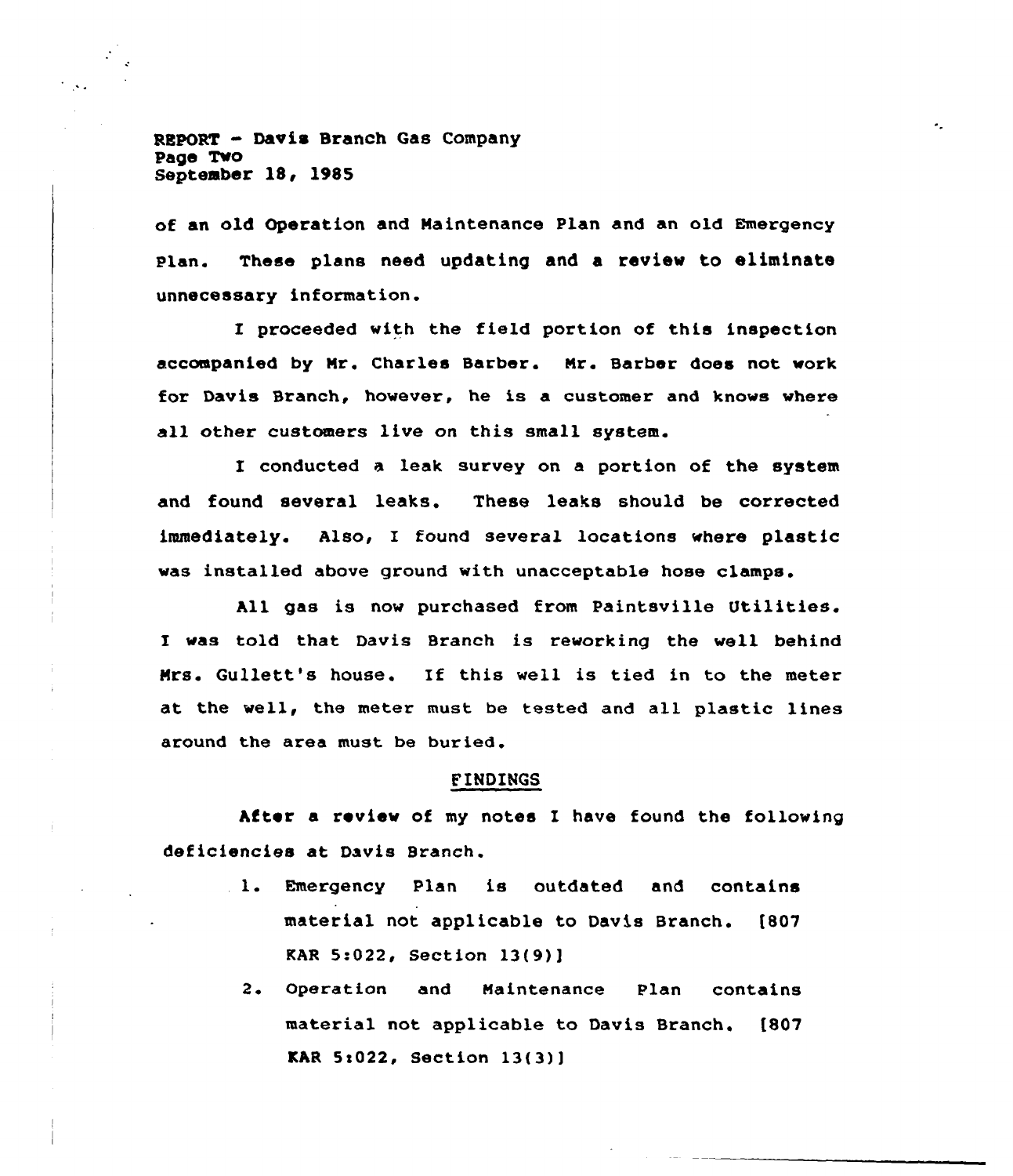of an old Operation and Maintenance Plan and an old Emergency Plan. These plans need updating and a review to eliminate unnecessary information.

I proceeded with the field portion of this inspection accompanied by Mr. Charles Barber. Mr. Barber does not work for Davis Branch, however, he is a customer and knows where all other customers live on this small system.

I conducted a leak survey on a portion of the system and found several leaks. These leaks should be corrected immediately. Also, I found several locations where plastic was installed above ground with unacceptable hose clamps.

All gas is now purchased from Paintsville Utilities. I was told that Davis Branch is reworking the well behind Mrs. Gullett's house. If this well is tied in to the meter at the well, the meter must be tested and all plastic lines around the area must be buried.

## FINDINGS

After a review of my notes I have found the following deficiencies at Davis Branch.

1. Emergency Plan is outdated and contains material not applicable to Davis Branch. [807 KAR 5:022, Section 13(9)]
2. Operation and Maintenance Plan contains material not applicable to Davis Branch. [807 KAR 5:022, Section 13(3)]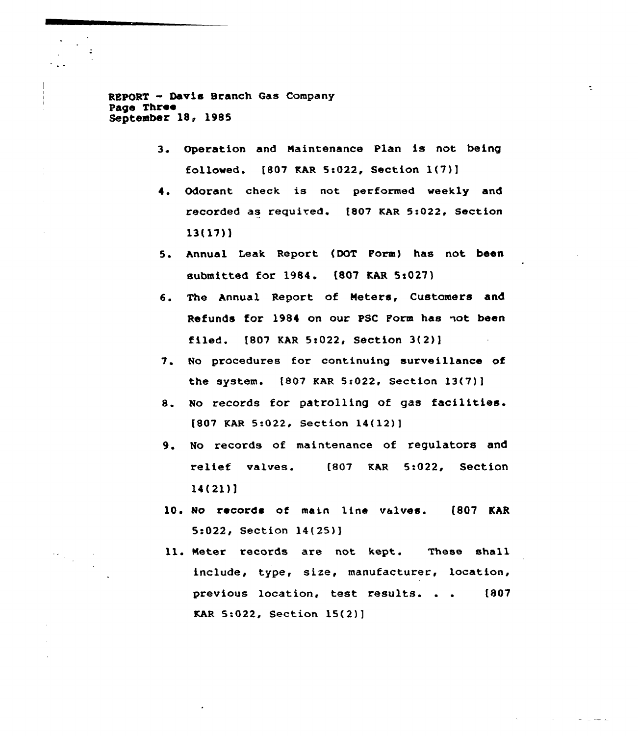3. Operation and Maintenance Plan is not being followed. [807 KAR 5:022, Section 1(7)]

4. Odorant check is not performed weekly and recorded as required. [807 KAR 5:022, Section 13(17)]

5. Annual Leak Report (DOT Form) has not been submitted for 1984. [807 KAR 5:027)

6. The Annual Report of Meters, Customers and Refunds for 1984 on our PSC Form has not been filed. [807 KAR 5:022, Section 3(2)]

7. No procedures for continuing surveillance of the system. [807 KAR 5:022, Section 13(7)]

8. No records for patrolling of gas facilities. [807 KAR 5:022, Section 14(12)]

9. No records of maintenance of regulators and relief valves. [807 KAR 5:022, Section 14(21)]

10. No records of main line valves. [807 KAR 5:022, Section 14(25)]

11. Meter records are not kept. These shall include, type, size, manufacturer, location, previous location, test results. . . [807 KAR 5:022, Section 15(2)]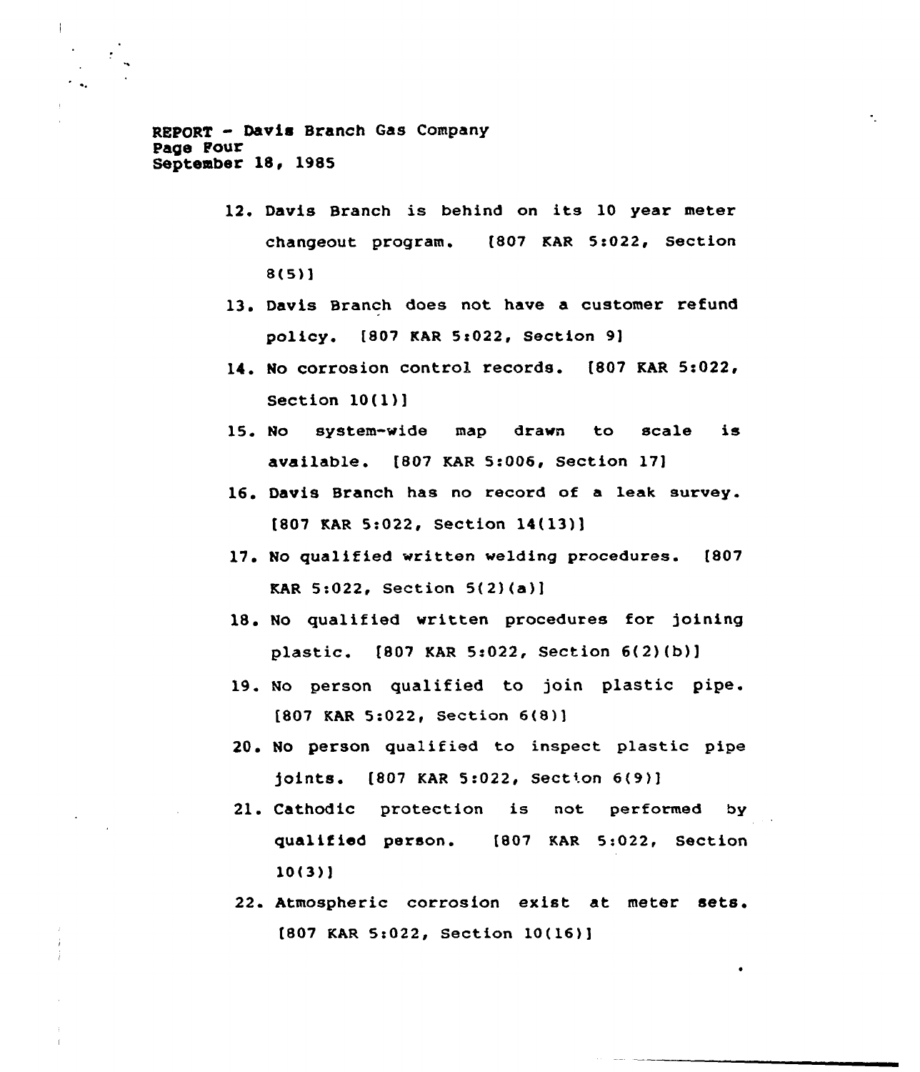12. Davis Branch is behind on its 10 year meter changeout program. [807 KAR 5:022, Section 8(5)]
13. Davis Branch does not have a customer refund policy. [807 KAR 5:022, Section 9]
14. No corrosion control records. [807 KAR 5:022, Section 10(1)]
15. No system-wide map drawn to scale is available. [807 KAR 5:006, Section 17]
16. Davis Branch has no record of a leak survey. [807 KAR 5:022, Section 14(13)]
17. No qualified written welding procedures. [807 KAR 5:022, Section 5(2)(a)]
18. No qualified written procedures for joining plastic. [807 KAR 5:022, Section 6(2)(b)]
19. No person qualified to join plastic pipe. [807 KAR 5:022, Section 6(8)]
20. No person qualified to inspect plastic pipe joints. [807 KAR 5:022, Section 6(9)]
21. Cathodic protection is not performed by qualified person. [807 KAR 5:022, Section 10(3)]
22. Atmospheric corrosion exist at meter sets. [807 KAR 5:022, Section 10(16)]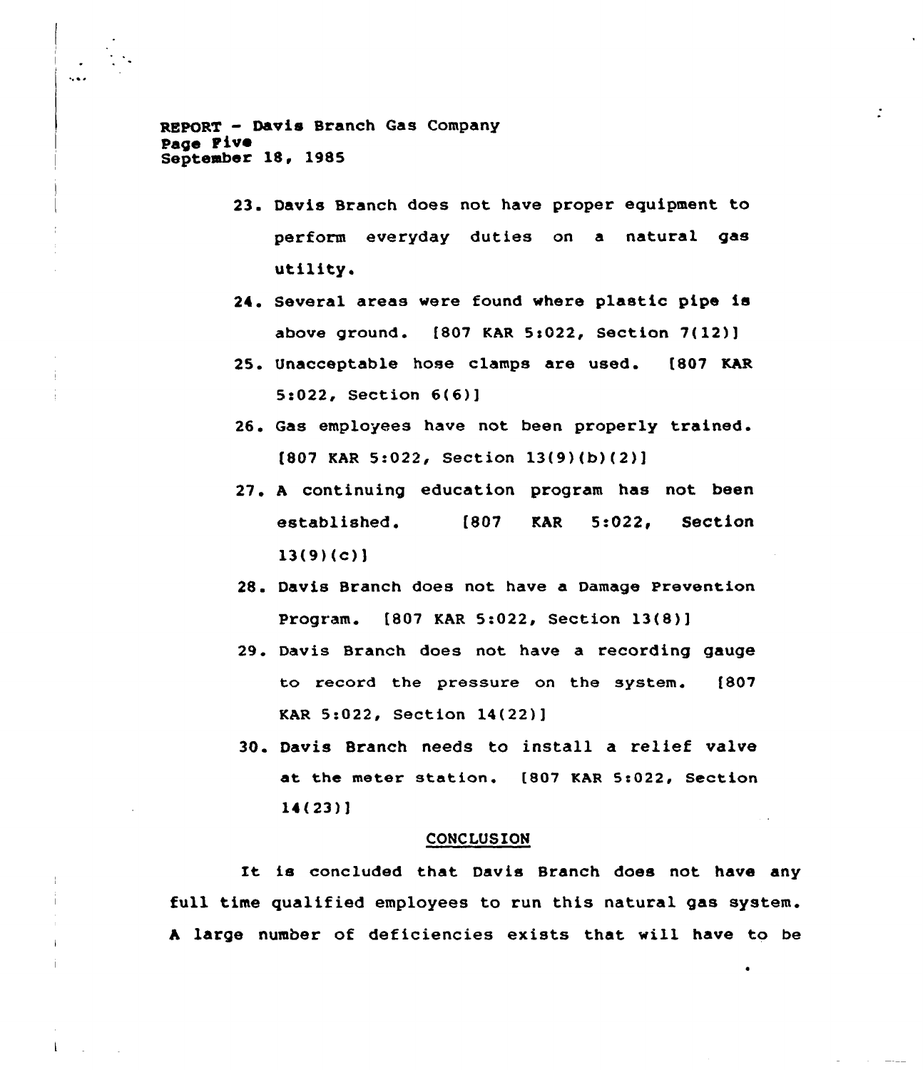23. Davis Branch does not have proper equipment to perform everyday duties on a natural gas utility.

24. Several areas were found where plastic pipe is above ground. [807 KAR 5:022, Section 7(12)]

25. Unacceptable hose clamps are used. [807 KAR 5:022, Section 6(6)]

26. Gas employees have not been properly trained. [807 KAR 5:022, Section 13(9)(b)(2)]

27. A continuing education program has not been established. [807 KAR 5:022, Section 13(9)(c)]

28. Davis Branch does not have a Damage Prevention Program. [807 KAR 5:022, Section 13(8)]

29. Davis Branch does not have a recording gauge to record the pressure on the system. [807 KAR 5:022, Section 14(22)]

30. Davis Branch needs to install a relief valve at the meter station. [807 KAR 5:022, Section 14(23)]

## CONCLUSION

It is concluded that Davis Branch does not have any full time qualified employees to run this natural gas system. A large number of deficiencies exists that will have to be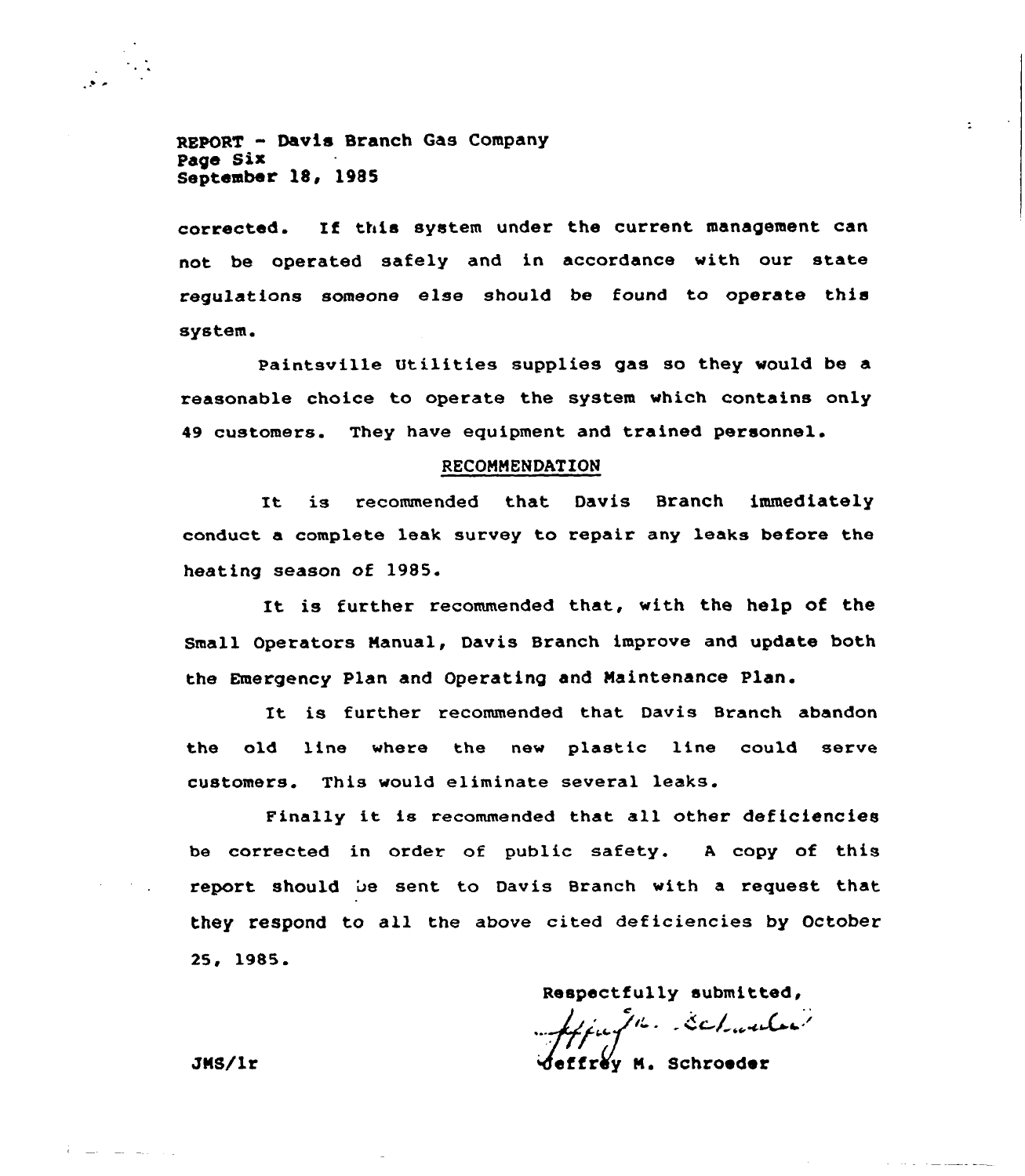corrected. If this system under the current management can not be operated safely and in accordance with our state regulations someone else should be found to operate this system.

Paintsville Utilities supplies gas so they would be a reasonable choice to operate the system which contains only 49 customers. They have equipment and trained personnel.

## RECOMMENDATION

It is recommended that Davis Branch immediately conduct a complete leak survey to repair any leaks before the heating season of 1985.

It is further recommended that, with the help of the Small Operators Manual, Davis Branch improve and update both the Emergency Plan and Operating and Maintenance Plan.

It is further recommended that Davis Branch abandon the old line where the new plastic line could serve customers. This would eliminate several leaks.

Finally it is recommended that all other deficiencies be corrected in order of public safety. A copy of this report should be sent to Davis Branch with a request that they respond to all the above cited deficiencies by October 25, 1985.

Respectfully submitted,

Jeffrey M. Schroeder

JMS/lr